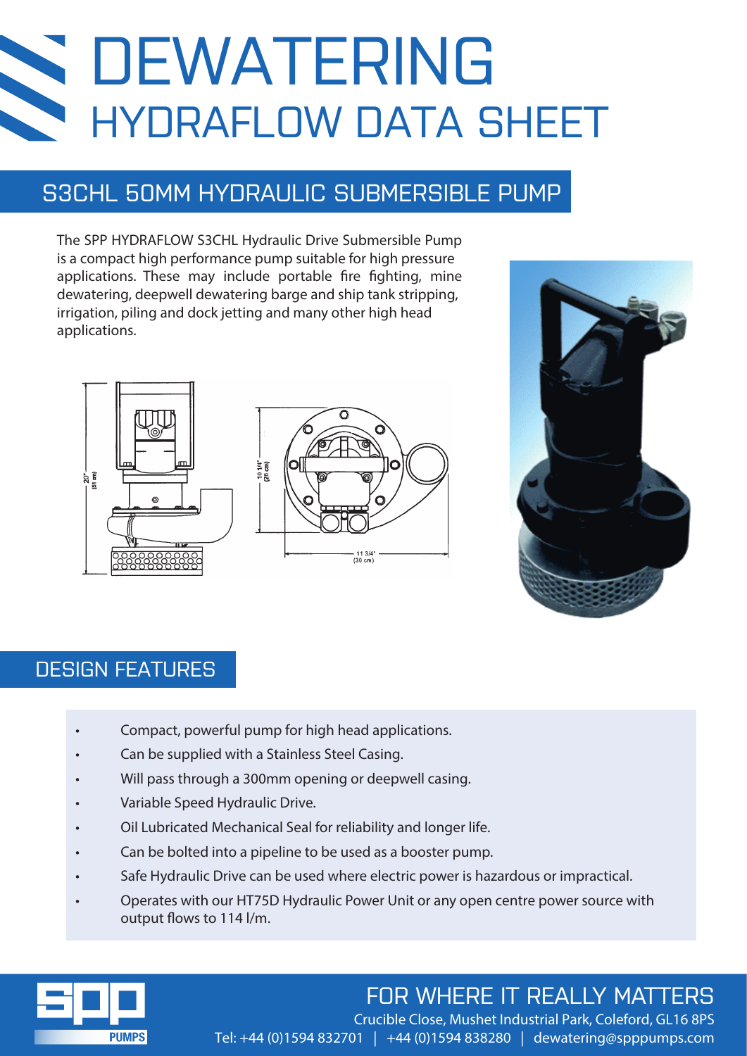# DEWATERING

## HYDRAFLOW DATA SHEET

## S3CHL 50MM HYDRAULIC SUBMERSIBLE PUMP

The SPP HYDRAFLOW S3CHL Hydraulic Drive Submersible Pump is a compact high performance pump suitable for high pressure applications. These may include portable fire fighting, mine dewatering, deepwell dewatering barge and ship tank stripping, irrigation, piling and dock jetting and many other high head applications.

20" (51 cm)

10 1/4" (26 cm)

11 3/4" (30 cm)

## DESIGN FEATURES

- Compact, powerful pump for high head applications.
- Can be supplied with a Stainless Steel Casing.
- Will pass through a 300mm opening or deepwell casing.
- Variable Speed Hydraulic Drive.
- Oil Lubricated Mechanical Seal for reliability and longer life.
- Can be bolted into a pipeline to be used as a booster pump.
- Safe Hydraulic Drive can be used where electric power is hazardous or impractical.
- Operates with our HT75D Hydraulic Power Unit or any open centre power source with output flows to 114 l/m.

SPP PUMPS

FOR WHERE IT REALLY MATTERS

Crucible Close, Mushet Industrial Park, Coleford, GL16 8PS

Tel: +44 (0)1594 832701 | +44 (0)1594 838280 | dewatering@spppumps.com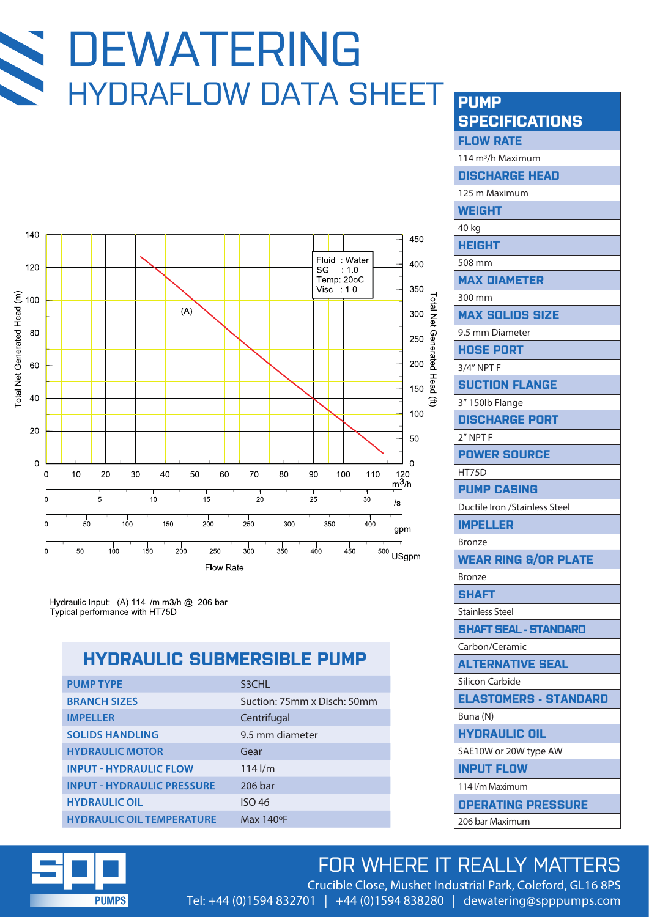# DEWATERING

## HYDRAFLOW DATA SHEET

Fluid : Water
SG : 1.0
Temp: 20oC
Visc : 1.0

(A)

Total Net Generated Head (m)
0 20 40 60 80 100 120 140

Total Net Generated Head (ft)
0 50 100 150 200 250 300 350 400 450

0 10 20 30 40 50 60 70 80 90 100 110 120 $m^3/h$

0 5 10 15 20 25 30 l/s

0 50 100 150 200 250 300 350 400 Igpm

0 50 100 150 200 250 300 350 400 450 500 USgpm

Flow Rate

Hydraulic Input: (A) 114 l/m m3/h @ 206 bar
Typical performance with HT75D

## HYDRAULIC SUBMERSIBLE PUMP

| | |
|---|---|
| PUMP TYPE | S3CHL |
| BRANCH SIZES | Suction: 75mm x Disch: 50mm |
| IMPELLER | Centrifugal |
| SOLIDS HANDLING | 9.5 mm diameter |
| HYDRAULIC MOTOR | Gear |
| INPUT - HYDRAULIC FLOW | 114 l/m |
| INPUT - HYDRAULIC PRESSURE | 206 bar |
| HYDRAULIC OIL | ISO 46 |
| HYDRAULIC OIL TEMPERATURE | Max 140ºF |

## PUMP SPECIFICATIONS

| | |
|---|---|
| **FLOW RATE** | 114 m³/h Maximum |
| **DISCHARGE HEAD** | 125 m Maximum |
| **WEIGHT** | 40 kg |
| **HEIGHT** | 508 mm |
| **MAX DIAMETER** | 300 mm |
| **MAX SOLIDS SIZE** | 9.5 mm Diameter |
| **HOSE PORT** | 3/4" NPT F |
| **SUCTION FLANGE** | 3" 150lb Flange |
| **DISCHARGE PORT** | 2" NPT F |
| **POWER SOURCE** | HT75D |
| **PUMP CASING** | Ductile Iron /Stainless Steel |
| **IMPELLER** | Bronze |
| **WEAR RING &/OR PLATE** | Bronze |
| **SHAFT** | Stainless Steel |
| **SHAFT SEAL - STANDARD** | Carbon/Ceramic |
| **ALTERNATIVE SEAL** | Silicon Carbide |
| **ELASTOMERS - STANDARD** | Buna (N) |
| **HYDRAULIC OIL** | SAE10W or 20W type AW |
| **INPUT FLOW** | 114 l/m Maximum |
| **OPERATING PRESSURE** | 206 bar Maximum |

SPP PUMPS

FOR WHERE IT REALLY MATTERS

Crucible Close, Mushet Industrial Park, Coleford, GL16 8PS

Tel: +44 (0)1594 832701 | +44 (0)1594 838280 | dewatering@spppumps.com